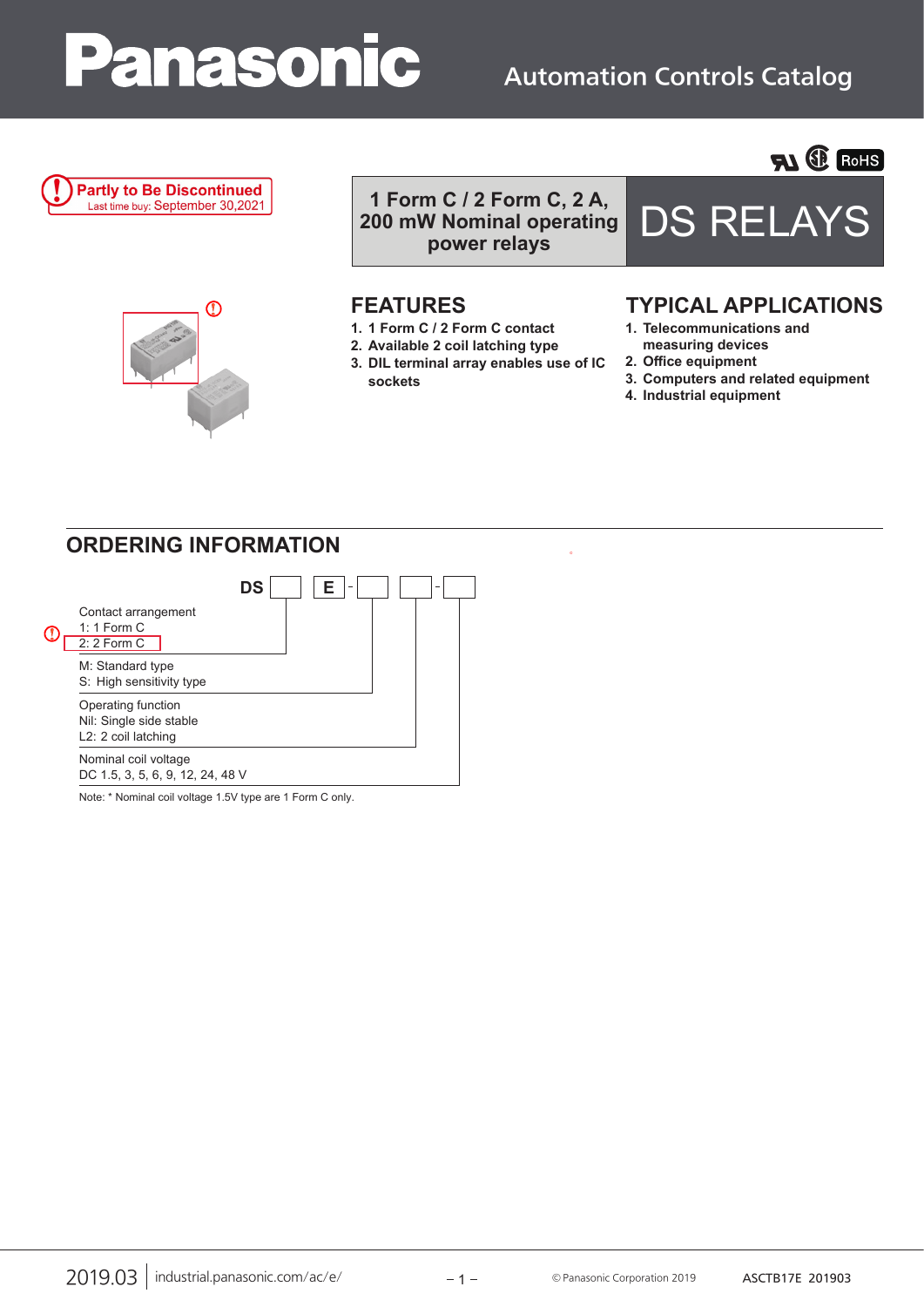Panasonic

Automation Controls Catalog

**Partly to Be Discontinued**
Last time buy: September 30,2021

# DS RELAYS

**1 Form C / 2 Form C, 2 A, 200 mW Nominal operating power relays**

## FEATURES

1. 1 Form C / 2 Form C contact
2. Available 2 coil latching type
3. DIL terminal array enables use of IC sockets

## TYPICAL APPLICATIONS

1. Telecommunications and measuring devices
2. Office equipment
3. Computers and related equipment
4. Industrial equipment

## ORDERING INFORMATION

DS [ ] [E] - [ ] [ ] - [ ]

Contact arrangement
1: 1 Form C
2: 2 Form C

M: Standard type
S: High sensitivity type

Operating function
Nil: Single side stable
L2: 2 coil latching

Nominal coil voltage
DC 1.5, 3, 5, 6, 9, 12, 24, 48 V

Note: * Nominal coil voltage 1.5V type are 1 Form C only.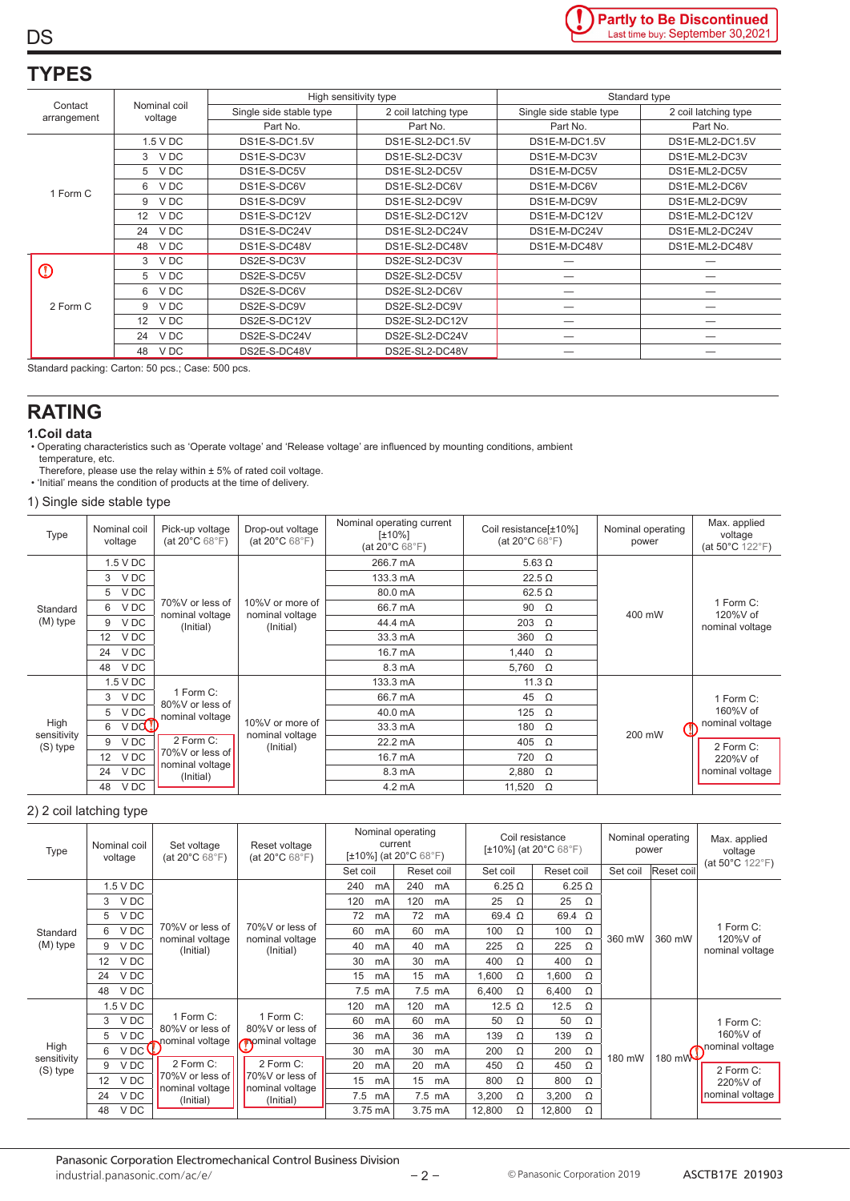DS

Partly to Be Discontinued
Last time buy: September 30,2021

## TYPES

| Contact arrangement | Nominal coil voltage | High sensitivity type | | Standard type | |
|---|---|---|---|---|---|
| | | Single side stable type | 2 coil latching type | Single side stable type | 2 coil latching type |
| | | Part No. | Part No. | Part No. | Part No. |
| 1 Form C | 1.5 V DC | DS1E-S-DC1.5V | DS1E-SL2-DC1.5V | DS1E-M-DC1.5V | DS1E-ML2-DC1.5V |
| | 3 V DC | DS1E-S-DC3V | DS1E-SL2-DC3V | DS1E-M-DC3V | DS1E-ML2-DC3V |
| | 5 V DC | DS1E-S-DC5V | DS1E-SL2-DC5V | DS1E-M-DC5V | DS1E-ML2-DC5V |
| | 6 V DC | DS1E-S-DC6V | DS1E-SL2-DC6V | DS1E-M-DC6V | DS1E-ML2-DC6V |
| | 9 V DC | DS1E-S-DC9V | DS1E-SL2-DC9V | DS1E-M-DC9V | DS1E-ML2-DC9V |
| | 12 V DC | DS1E-S-DC12V | DS1E-SL2-DC12V | DS1E-M-DC12V | DS1E-ML2-DC12V |
| | 24 V DC | DS1E-S-DC24V | DS1E-SL2-DC24V | DS1E-M-DC24V | DS1E-ML2-DC24V |
| | 48 V DC | DS1E-S-DC48V | DS1E-SL2-DC48V | DS1E-M-DC48V | DS1E-ML2-DC48V |
| 2 Form C | 3 V DC | DS2E-S-DC3V | DS2E-SL2-DC3V | — | — |
| | 5 V DC | DS2E-S-DC5V | DS2E-SL2-DC5V | — | — |
| | 6 V DC | DS2E-S-DC6V | DS2E-SL2-DC6V | — | — |
| | 9 V DC | DS2E-S-DC9V | DS2E-SL2-DC9V | — | — |
| | 12 V DC | DS2E-S-DC12V | DS2E-SL2-DC12V | — | — |
| | 24 V DC | DS2E-S-DC24V | DS2E-SL2-DC24V | — | — |
| | 48 V DC | DS2E-S-DC48V | DS2E-SL2-DC48V | — | — |

Standard packing: Carton: 50 pcs.; Case: 500 pcs.

## RATING

### 1.Coil data

- Operating characteristics such as 'Operate voltage' and 'Release voltage' are influenced by mounting conditions, ambient temperature, etc.
  Therefore, please use the relay within ± 5% of rated coil voltage.
- 'Initial' means the condition of products at the time of delivery.

1) Single side stable type

| Type | Nominal coil voltage | Pick-up voltage (at 20°C 68°F) | Drop-out voltage (at 20°C 68°F) | Nominal operating current [±10%] (at 20°C 68°F) | Coil resistance[±10%] (at 20°C 68°F) | Nominal operating power | Max. applied voltage (at 50°C 122°F) |
|---|---|---|---|---|---|---|---|
| Standard (M) type | 1.5 V DC | 70%V or less of nominal voltage (Initial) | 10%V or more of nominal voltage (Initial) | 266.7 mA | 5.63 Ω | 400 mW | 1 Form C: 120%V of nominal voltage |
| | 3 V DC | | | 133.3 mA | 22.5 Ω | | |
| | 5 V DC | | | 80.0 mA | 62.5 Ω | | |
| | 6 V DC | | | 66.7 mA | 90 Ω | | |
| | 9 V DC | | | 44.4 mA | 203 Ω | | |
| | 12 V DC | | | 33.3 mA | 360 Ω | | |
| | 24 V DC | | | 16.7 mA | 1,440 Ω | | |
| | 48 V DC | | | 8.3 mA | 5,760 Ω | | |
| High sensitivity (S) type | 1.5 V DC | 1 Form C: 80%V or less of nominal voltage<br>2 Form C: 70%V or less of nominal voltage (Initial) | 10%V or more of nominal voltage (Initial) | 133.3 mA | 11.3 Ω | 200 mW | 1 Form C: 160%V of nominal voltage<br>2 Form C: 220%V of nominal voltage |
| | 3 V DC | | | 66.7 mA | 45 Ω | | |
| | 5 V DC | | | 40.0 mA | 125 Ω | | |
| | 6 V DC | | | 33.3 mA | 180 Ω | | |
| | 9 V DC | | | 22.2 mA | 405 Ω | | |
| | 12 V DC | | | 16.7 mA | 720 Ω | | |
| | 24 V DC | | | 8.3 mA | 2,880 Ω | | |
| | 48 V DC | | | 4.2 mA | 11,520 Ω | | |

2) 2 coil latching type

| Type | Nominal coil voltage | Set voltage (at 20°C 68°F) | Reset voltage (at 20°C 68°F) | Nominal operating current [±10%] (at 20°C 68°F) | | Coil resistance [±10%] (at 20°C 68°F) | | Nominal operating power | | Max. applied voltage (at 50°C 122°F) |
|---|---|---|---|---|---|---|---|---|---|---|
| | | | | Set coil | Reset coil | Set coil | Reset coil | Set coil | Reset coil | |
| Standard (M) type | 1.5 V DC | 70%V or less of nominal voltage (Initial) | 70%V or less of nominal voltage (Initial) | 240 mA | 240 mA | 6.25 Ω | 6.25 Ω | 360 mW | 360 mW | 1 Form C: 120%V of nominal voltage |
| | 3 V DC | | | 120 mA | 120 mA | 25 Ω | 25 Ω | | | |
| | 5 V DC | | | 72 mA | 72 mA | 69.4 Ω | 69.4 Ω | | | |
| | 6 V DC | | | 60 mA | 60 mA | 100 Ω | 100 Ω | | | |
| | 9 V DC | | | 40 mA | 40 mA | 225 Ω | 225 Ω | | | |
| | 12 V DC | | | 30 mA | 30 mA | 400 Ω | 400 Ω | | | |
| | 24 V DC | | | 15 mA | 15 mA | 1,600 Ω | 1,600 Ω | | | |
| | 48 V DC | | | 7.5 mA | 7.5 mA | 6,400 Ω | 6,400 Ω | | | |
| High sensitivity (S) type | 1.5 V DC | 1 Form C: 80%V or less of nominal voltage<br>2 Form C: 70%V or less of nominal voltage (Initial) | 1 Form C: 80%V or less of nominal voltage<br>2 Form C: 70%V or less of nominal voltage (Initial) | 120 mA | 120 mA | 12.5 Ω | 12.5 Ω | 180 mW | 180 mW | 1 Form C: 160%V of nominal voltage<br>2 Form C: 220%V of nominal voltage |
| | 3 V DC | | | 60 mA | 60 mA | 50 Ω | 50 Ω | | | |
| | 5 V DC | | | 36 mA | 36 mA | 139 Ω | 139 Ω | | | |
| | 6 V DC | | | 30 mA | 30 mA | 200 Ω | 200 Ω | | | |
| | 9 V DC | | | 20 mA | 20 mA | 450 Ω | 450 Ω | | | |
| | 12 V DC | | | 15 mA | 15 mA | 800 Ω | 800 Ω | | | |
| | 24 V DC | | | 7.5 mA | 7.5 mA | 3,200 Ω | 3,200 Ω | | | |
| | 48 V DC | | | 3.75 mA | 3.75 mA | 12,800 Ω | 12,800 Ω | | | |

Panasonic Corporation Electromechanical Control Business Division
industrial.panasonic.com/ac/e/

© Panasonic Corporation 2019 ASCTB17E 201903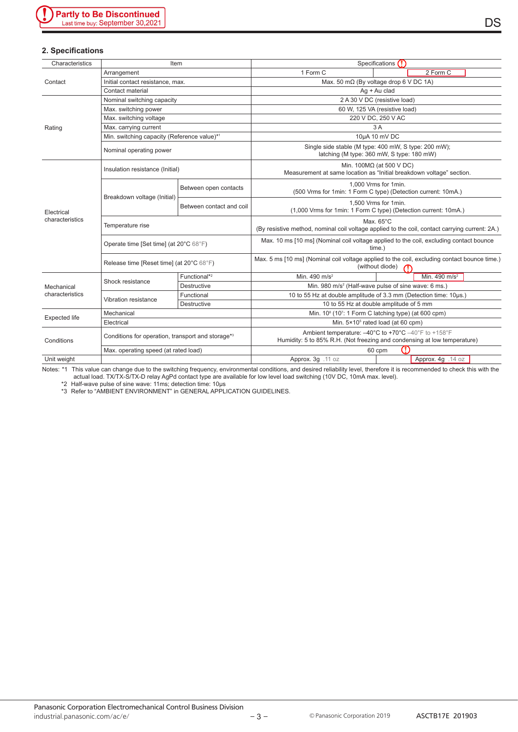Partly to Be Discontinued
Last time buy: September 30,2021

## 2. Specifications

| Characteristics | Item | | Specifications | |
|---|---|---|---|---|
| Contact | Arrangement | | 1 Form C | 2 Form C |
| | Initial contact resistance, max. | | Max. 50 mΩ (By voltage drop 6 V DC 1A) | |
| | Contact material | | Ag + Au clad | |
| Rating | Nominal switching capacity | | 2 A 30 V DC (resistive load) | |
| | Max. switching power | | 60 W, 125 VA (resistive load) | |
| | Max. switching voltage | | 220 V DC, 250 V AC | |
| | Max. carrying current | | 3 A | |
| | Min. switching capacity (Reference value)*1 | | 10μA 10 mV DC | |
| | Nominal operating power | | Single side stable (M type: 400 mW, S type: 200 mW); latching (M type: 360 mW, S type: 180 mW) | |
| Electrical characteristics | Insulation resistance (Initial) | | Min. 100MΩ (at 500 V DC) Measurement at same location as “Initial breakdown voltage” section. | |
| | Breakdown voltage (Initial) | Between open contacts | 1,000 Vrms for 1min. (500 Vrms for 1min: 1 Form C type) (Detection current: 10mA.) | |
| | | Between contact and coil | 1,500 Vrms for 1min. (1,000 Vrms for 1min: 1 Form C type) (Detection current: 10mA.) | |
| | Temperature rise | | Max. 65°C (By resistive method, nominal coil voltage applied to the coil, contact carrying current: 2A.) | |
| | Operate time [Set time] (at 20°C 68°F) | | Max. 10 ms [10 ms] (Nominal coil voltage applied to the coil, excluding contact bounce time.) | |
| | Release time [Reset time] (at 20°C 68°F) | | Max. 5 ms [10 ms] (Nominal coil voltage applied to the coil, excluding contact bounce time.) (without diode) | |
| Mechanical characteristics | Shock resistance | Functional*2 | Min. 490 m/s² | Min. 490 m/s² |
| | | Destructive | Min. 980 m/s² (Half-wave pulse of sine wave: 6 ms.) | |
| | Vibration resistance | Functional | 10 to 55 Hz at double amplitude of 3.3 mm (Detection time: 10μs.) | |
| | | Destructive | 10 to 55 Hz at double amplitude of 5 mm | |
| Expected life | Mechanical | | Min. $10^8$ ($10^7$: 1 Form C latching type) (at 600 cpm) | |
| | Electrical | | Min. $5\times10^5$ rated load (at 60 cpm) | |
| Conditions | Conditions for operation, transport and storage*3 | | Ambient temperature: –40°C to +70°C –40°F to +158°F Humidity: 5 to 85% R.H. (Not freezing and condensing at low temperature) | |
| | Max. operating speed (at rated load) | | 60 cpm | |
| Unit weight | | | Approx. 3g .11 oz | Approx. 4g .14 oz |

Notes: *1 This value can change due to the switching frequency, environmental conditions, and desired reliability level, therefore it is recommended to check this with the actual load. TX/TX-S/TX-D relay AgPd contact type are available for low level load switching (10V DC, 10mA max. level).

*2 Half-wave pulse of sine wave: 11ms; detection time: 10μs

*3 Refer to “AMBIENT ENVIRONMENT” in GENERAL APPLICATION GUIDELINES.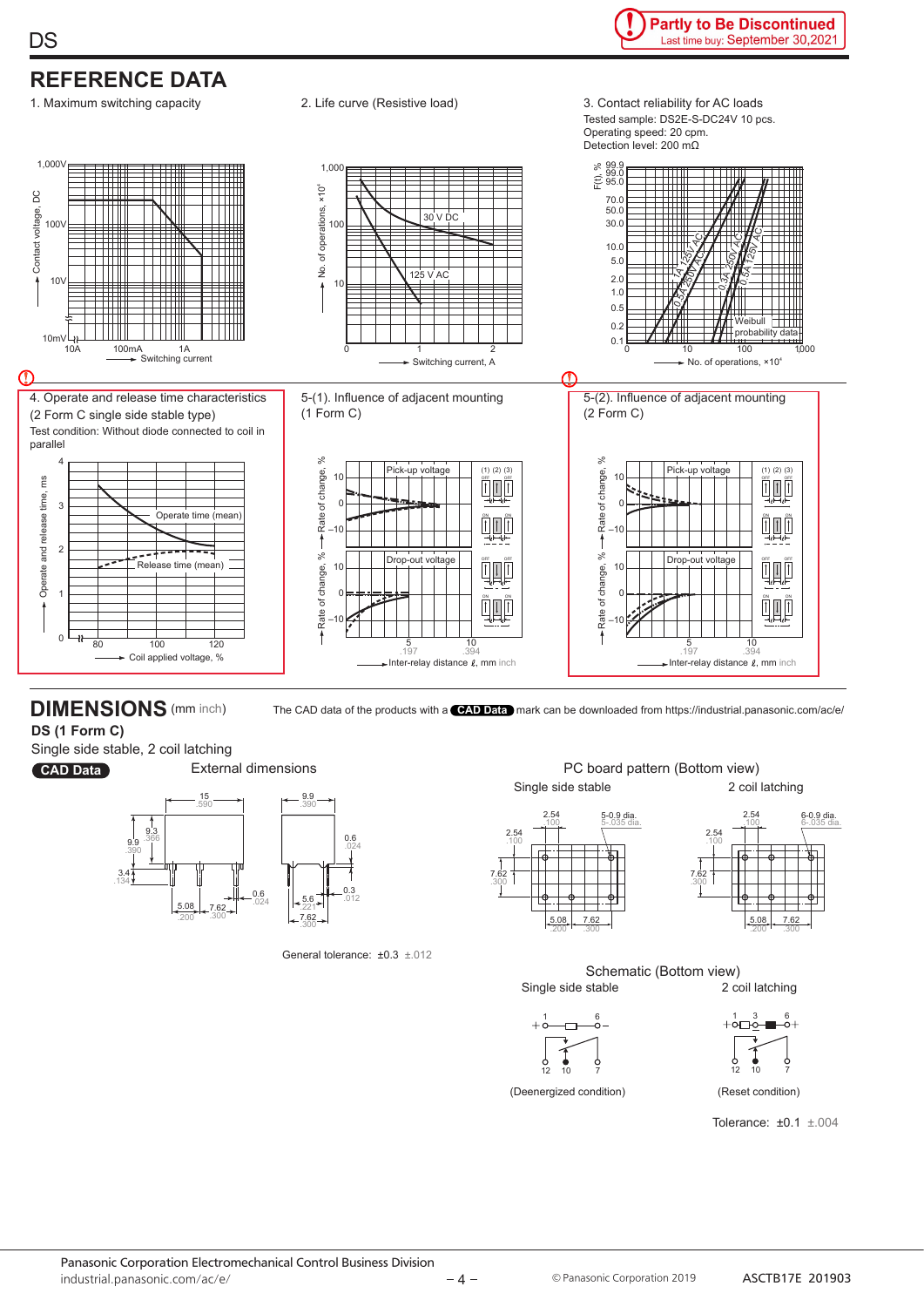Partly to Be Discontinued
Last time buy: September 30,2021

## REFERENCE DATA

1. Maximum switching capacity

2. Life curve (Resistive load)

3. Contact reliability for AC loads
Tested sample: DS2E-S-DC24V 10 pcs.
Operating speed: 20 cpm.
Detection level: 200 mΩ

4. Operate and release time characteristics
(2 Form C single side stable type)
Test condition: Without diode connected to coil in parallel

5-(1). Influence of adjacent mounting
(1 Form C)

5-(2). Influence of adjacent mounting
(2 Form C)

## DIMENSIONS (mm inch)

The CAD data of the products with a CAD Data mark can be downloaded from https://industrial.panasonic.com/ac/e/

**DS (1 Form C)**

Single side stable, 2 coil latching

CAD Data

External dimensions

General tolerance: ±0.3 ±.012

PC board pattern (Bottom view)

Single side stable — 2 coil latching

Schematic (Bottom view)

Single side stable — 2 coil latching

(Deenergized condition) — (Reset condition)

Tolerance: ±0.1 ±.004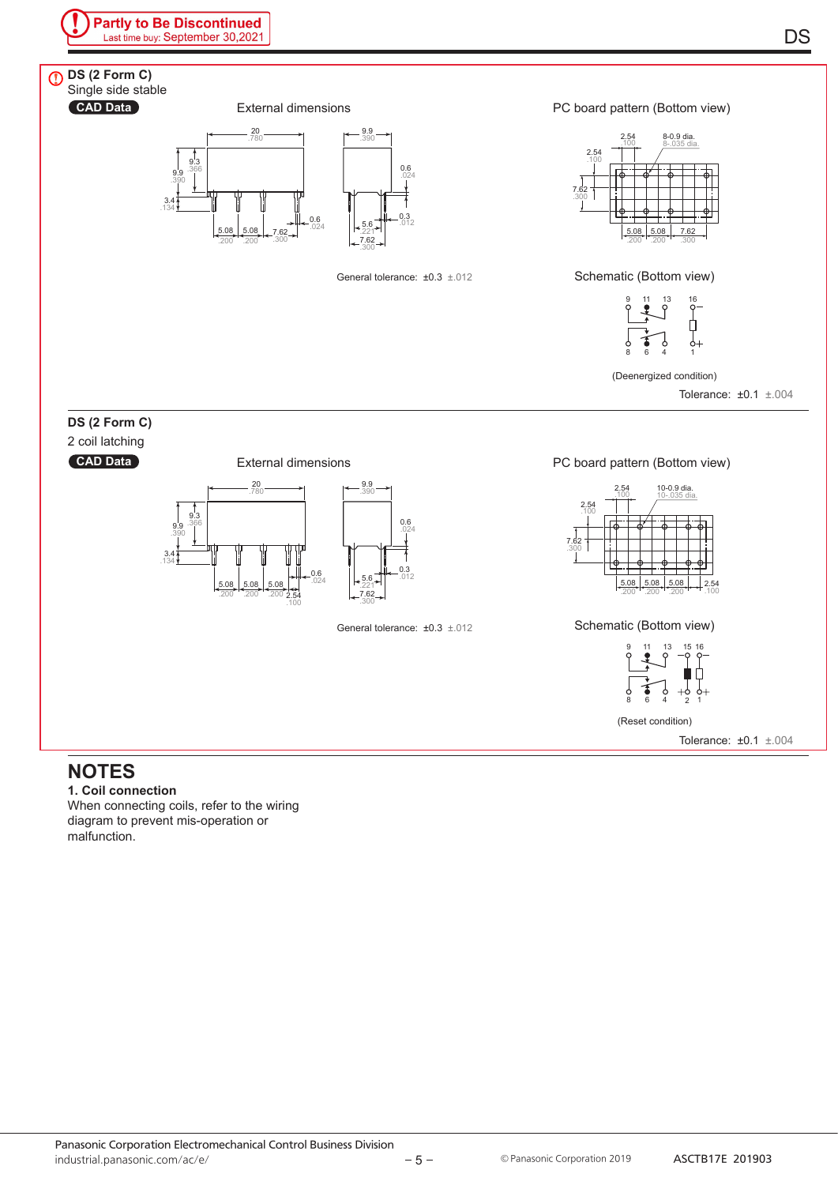**Partly to Be Discontinued**
Last time buy: September 30,2021

## DS (2 Form C)

Single side stable

CAD Data

External dimensions

General tolerance: ±0.3 ±.012

PC board pattern (Bottom view)

Schematic (Bottom view)

(Deenergized condition)

Tolerance: ±0.1 ±.004

## DS (2 Form C)

2 coil latching

CAD Data

External dimensions

General tolerance: ±0.3 ±.012

PC board pattern (Bottom view)

Schematic (Bottom view)

(Reset condition)

Tolerance: ±0.1 ±.004

# NOTES

**1. Coil connection**

When connecting coils, refer to the wiring diagram to prevent mis-operation or malfunction.

Panasonic Corporation Electromechanical Control Business Division
industrial.panasonic.com/ac/e/

© Panasonic Corporation 2019 ASCTB17E 201903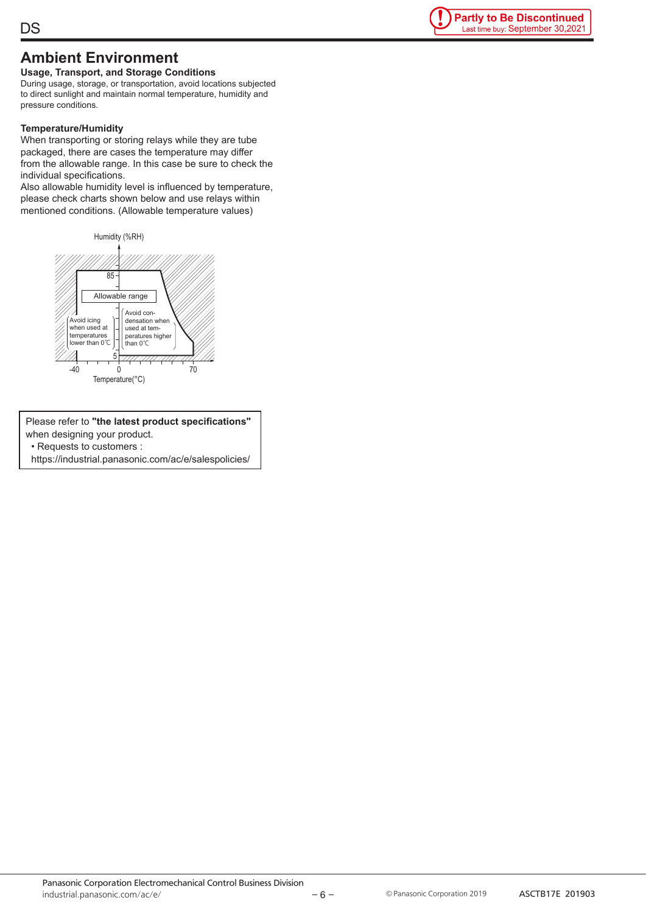## Ambient Environment

### Usage, Transport, and Storage Conditions

During usage, storage, or transportation, avoid locations subjected to direct sunlight and maintain normal temperature, humidity and pressure conditions.

### Temperature/Humidity

When transporting or storing relays while they are tube packaged, there are cases the temperature may differ from the allowable range. In this case be sure to check the individual specifications.

Also allowable humidity level is influenced by temperature, please check charts shown below and use relays within mentioned conditions. (Allowable temperature values)

Humidity (%RH)

85

Allowable range

Avoid icing when used at temperatures lower than 0°C

Avoid condensation when used at temperatures higher than 0°C

5

-40 0 70

Temperature(°C)

Please refer to **"the latest product specifications"** when designing your product.

- Requests to customers : https://industrial.panasonic.com/ac/e/salespolicies/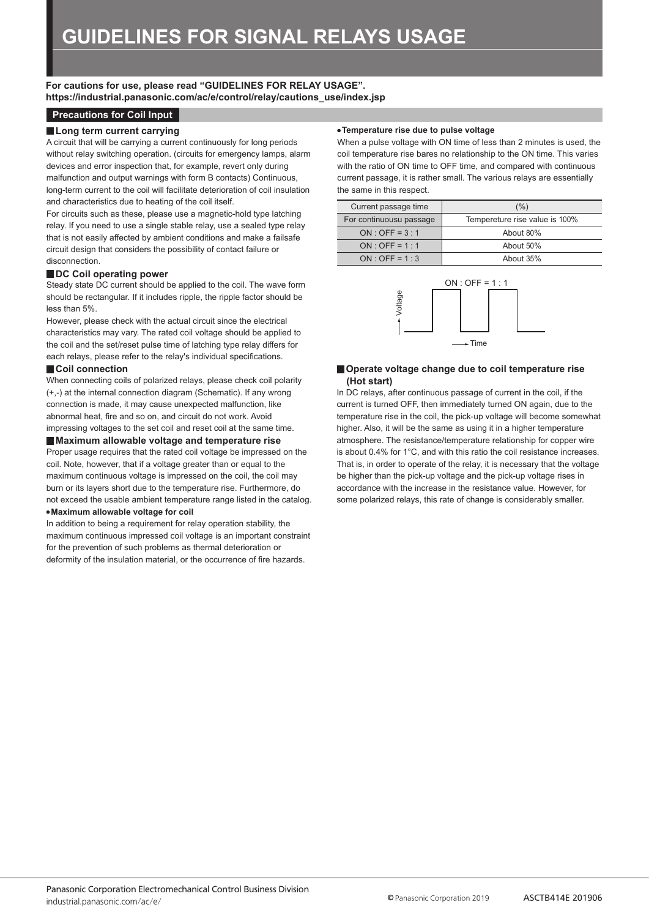# GUIDELINES FOR SIGNAL RELAYS USAGE

**For cautions for use, please read "GUIDELINES FOR RELAY USAGE".**
**https://industrial.panasonic.com/ac/e/control/relay/cautions_use/index.jsp**

## Precautions for Coil Input

### Long term current carrying

A circuit that will be carrying a current continuously for long periods without relay switching operation. (circuits for emergency lamps, alarm devices and error inspection that, for example, revert only during malfunction and output warnings with form B contacts) Continuous, long-term current to the coil will facilitate deterioration of coil insulation and characteristics due to heating of the coil itself.

For circuits such as these, please use a magnetic-hold type latching relay. If you need to use a single stable relay, use a sealed type relay that is not easily affected by ambient conditions and make a failsafe circuit design that considers the possibility of contact failure or disconnection.

### DC Coil operating power

Steady state DC current should be applied to the coil. The wave form should be rectangular. If it includes ripple, the ripple factor should be less than 5%.

However, please check with the actual circuit since the electrical characteristics may vary. The rated coil voltage should be applied to the coil and the set/reset pulse time of latching type relay differs for each relays, please refer to the relay's individual specifications.

### Coil connection

When connecting coils of polarized relays, please check coil polarity (+,-) at the internal connection diagram (Schematic). If any wrong connection is made, it may cause unexpected malfunction, like abnormal heat, fire and so on, and circuit do not work. Avoid impressing voltages to the set coil and reset coil at the same time.

### Maximum allowable voltage and temperature rise

Proper usage requires that the rated coil voltage be impressed on the coil. Note, however, that if a voltage greater than or equal to the maximum continuous voltage is impressed on the coil, the coil may burn or its layers short due to the temperature rise. Furthermore, do not exceed the usable ambient temperature range listed in the catalog.

- **Maximum allowable voltage for coil**

In addition to being a requirement for relay operation stability, the maximum continuous impressed coil voltage is an important constraint for the prevention of such problems as thermal deterioration or deformity of the insulation material, or the occurrence of fire hazards.

- **Temperature rise due to pulse voltage**

When a pulse voltage with ON time of less than 2 minutes is used, the coil temperature rise bares no relationship to the ON time. This varies with the ratio of ON time to OFF time, and compared with continuous current passage, it is rather small. The various relays are essentially the same in this respect.

| Current passage time | (%) |
|---|---|
| For continuousu passage | Tempereture rise value is 100% |
| ON : OFF = 3 : 1 | About 80% |
| ON : OFF = 1 : 1 | About 50% |
| ON : OFF = 1 : 3 | About 35% |

ON : OFF = 1 : 1

Voltage

Time

### Operate voltage change due to coil temperature rise (Hot start)

In DC relays, after continuous passage of current in the coil, if the current is turned OFF, then immediately turned ON again, due to the temperature rise in the coil, the pick-up voltage will become somewhat higher. Also, it will be the same as using it in a higher temperature atmosphere. The resistance/temperature relationship for copper wire is about 0.4% for 1°C, and with this ratio the coil resistance increases. That is, in order to operate of the relay, it is necessary that the voltage be higher than the pick-up voltage and the pick-up voltage rises in accordance with the increase in the resistance value. However, for some polarized relays, this rate of change is considerably smaller.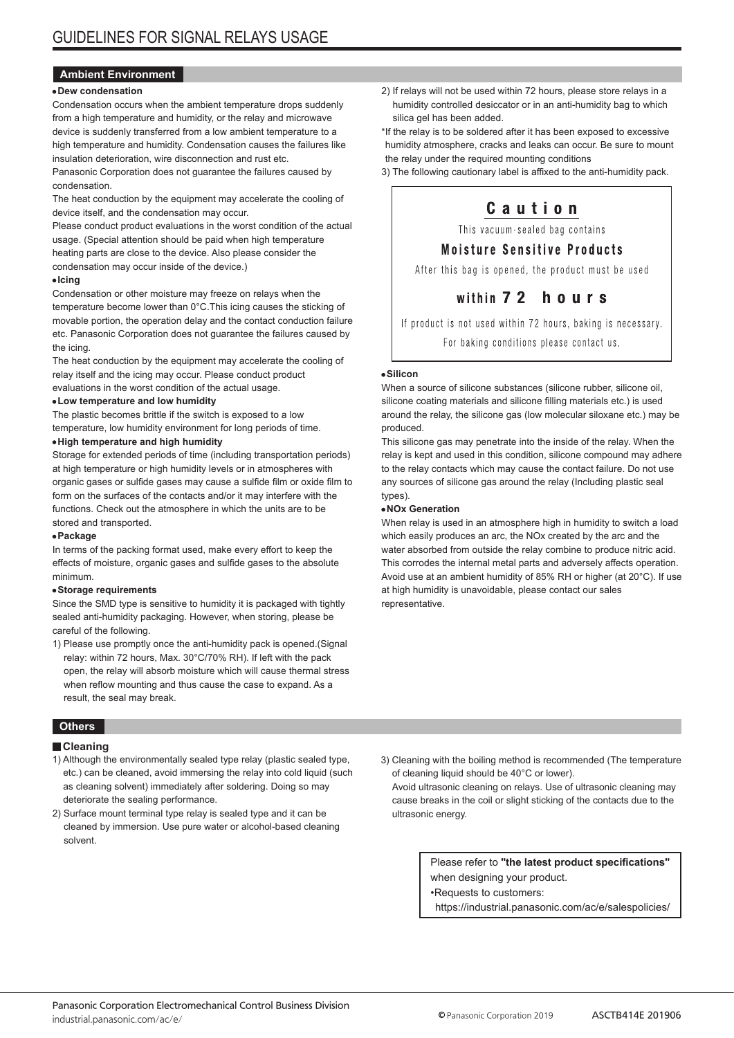# GUIDELINES FOR SIGNAL RELAYS USAGE

## Ambient Environment

**• Dew condensation**

Condensation occurs when the ambient temperature drops suddenly from a high temperature and humidity, or the relay and microwave device is suddenly transferred from a low ambient temperature to a high temperature and humidity. Condensation causes the failures like insulation deterioration, wire disconnection and rust etc.

Panasonic Corporation does not guarantee the failures caused by condensation.

The heat conduction by the equipment may accelerate the cooling of device itself, and the condensation may occur.

Please conduct product evaluations in the worst condition of the actual usage. (Special attention should be paid when high temperature heating parts are close to the device. Also please consider the condensation may occur inside of the device.)

**• Icing**

Condensation or other moisture may freeze on relays when the temperature become lower than 0°C.This icing causes the sticking of movable portion, the operation delay and the contact conduction failure etc. Panasonic Corporation does not guarantee the failures caused by the icing.

The heat conduction by the equipment may accelerate the cooling of relay itself and the icing may occur. Please conduct product evaluations in the worst condition of the actual usage.

**• Low temperature and low humidity**

The plastic becomes brittle if the switch is exposed to a low temperature, low humidity environment for long periods of time.

**• High temperature and high humidity**

Storage for extended periods of time (including transportation periods) at high temperature or high humidity levels or in atmospheres with organic gases or sulfide gases may cause a sulfide film or oxide film to form on the surfaces of the contacts and/or it may interfere with the functions. Check out the atmosphere in which the units are to be stored and transported.

**• Package**

In terms of the packing format used, make every effort to keep the effects of moisture, organic gases and sulfide gases to the absolute minimum.

**• Storage requirements**

Since the SMD type is sensitive to humidity it is packaged with tightly sealed anti-humidity packaging. However, when storing, please be careful of the following.

1) Please use promptly once the anti-humidity pack is opened.(Signal relay: within 72 hours, Max. 30°C/70% RH). If left with the pack open, the relay will absorb moisture which will cause thermal stress when reflow mounting and thus cause the case to expand. As a result, the seal may break.
2) If relays will not be used within 72 hours, please store relays in a humidity controlled desiccator or in an anti-humidity bag to which silica gel has been added.

*If the relay is to be soldered after it has been exposed to excessive humidity atmosphere, cracks and leaks can occur. Be sure to mount the relay under the required mounting conditions

3) The following cautionary label is affixed to the anti-humidity pack.

> **Caution**
>
> This vacuum-sealed bag contains
>
> **Moisture Sensitive Products**
>
> After this bag is opened, the product must be used
>
> **within 72 hours**
>
> If product is not used within 72 hours, baking is necessary.
>
> For baking conditions please contact us.

**• Silicon**

When a source of silicone substances (silicone rubber, silicone oil, silicone coating materials and silicone filling materials etc.) is used around the relay, the silicone gas (low molecular siloxane etc.) may be produced.

This silicone gas may penetrate into the inside of the relay. When the relay is kept and used in this condition, silicone compound may adhere to the relay contacts which may cause the contact failure. Do not use any sources of silicone gas around the relay (Including plastic seal types).

**• NOx Generation**

When relay is used in an atmosphere high in humidity to switch a load which easily produces an arc, the NOx created by the arc and the water absorbed from outside the relay combine to produce nitric acid. This corrodes the internal metal parts and adversely affects operation. Avoid use at an ambient humidity of 85% RH or higher (at 20°C). If use at high humidity is unavoidable, please contact our sales representative.

## Others

### Cleaning

1) Although the environmentally sealed type relay (plastic sealed type, etc.) can be cleaned, avoid immersing the relay into cold liquid (such as cleaning solvent) immediately after soldering. Doing so may deteriorate the sealing performance.
2) Surface mount terminal type relay is sealed type and it can be cleaned by immersion. Use pure water or alcohol-based cleaning solvent.
3) Cleaning with the boiling method is recommended (The temperature of cleaning liquid should be 40°C or lower).

   Avoid ultrasonic cleaning on relays. Use of ultrasonic cleaning may cause breaks in the coil or slight sticking of the contacts due to the ultrasonic energy.

> Please refer to **"the latest product specifications"** when designing your product.
>
> •Requests to customers:
>
> https://industrial.panasonic.com/ac/e/salespolicies/

Panasonic Corporation Electromechanical Control Business Division
industrial.panasonic.com/ac/e/

© Panasonic Corporation 2019 ASCTB414E 201906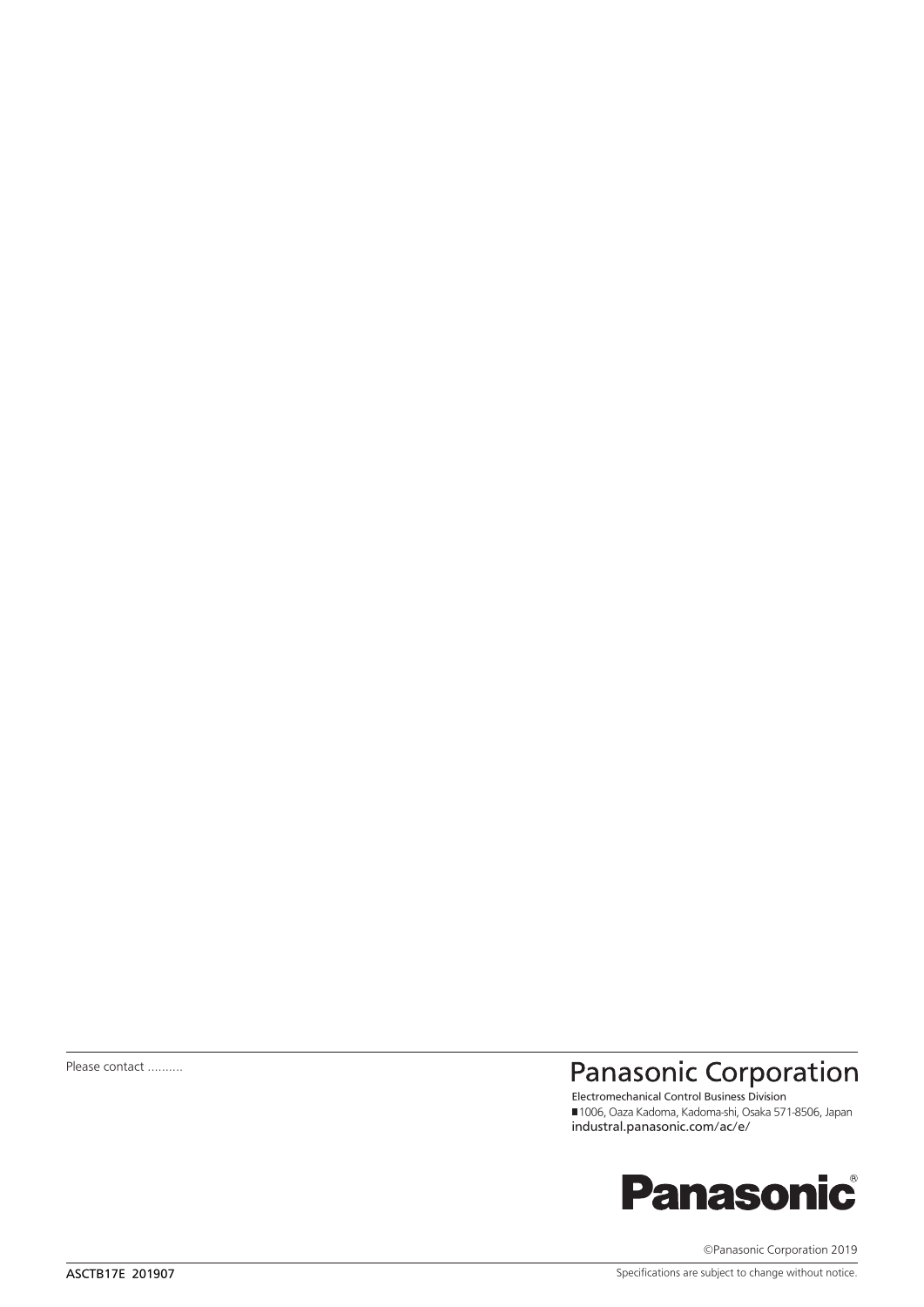Please contact ..........

## Panasonic Corporation

Electromechanical Control Business Division
■1006, Oaza Kadoma, Kadoma-shi, Osaka 571-8506, Japan
industral.panasonic.com/ac/e/

**Panasonic**®

©Panasonic Corporation 2019

ASCTB17E 201907

Specifications are subject to change without notice.